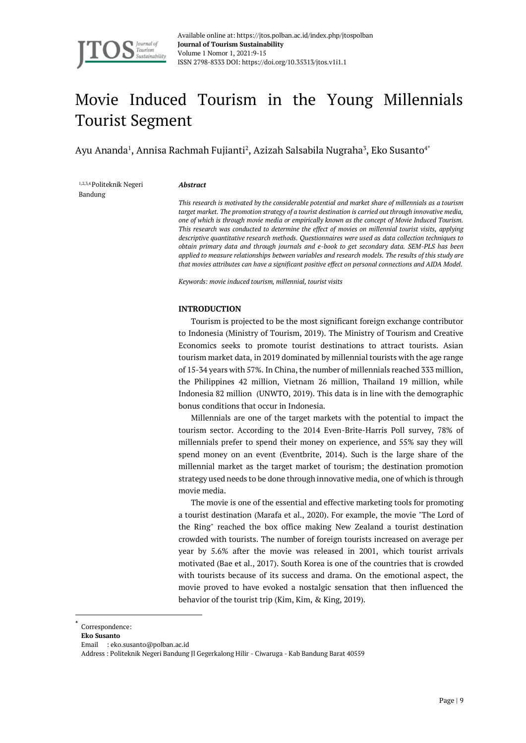# Movie Induced Tourism in the Young Millennials Tourist Segment

Ayu Ananda[1], Annisa Rachmah Fujianti[2], Azizah Salsabila Nugraha[3], Eko Susanto[4*]

[1,2,3,4] Politeknik Negeri Bandung

***Abstract***

*This research is motivated by the considerable potential and market share of millennials as a tourism target market. The promotion strategy of a tourist destination is carried out through innovative media, one of which is through movie media or empirically known as the concept of Movie Induced Tourism. This research was conducted to determine the effect of movies on millennial tourist visits, applying descriptive quantitative research methods. Questionnaires were used as data collection techniques to obtain primary data and through journals and e-book to get secondary data. SEM-PLS has been applied to measure relationships between variables and research models. The results of this study are that movies attributes can have a significant positive effect on personal connections and AIDA Model.*

*Keywords: movie induced tourism, millennial, tourist visits*

## INTRODUCTION

Tourism is projected to be the most significant foreign exchange contributor to Indonesia (Ministry of Tourism, 2019). The Ministry of Tourism and Creative Economics seeks to promote tourist destinations to attract tourists. Asian tourism market data, in 2019 dominated by millennial tourists with the age range of 15-34 years with 57%. In China, the number of millennials reached 333 million, the Philippines 42 million, Vietnam 26 million, Thailand 19 million, while Indonesia 82 million (UNWTO, 2019). This data is in line with the demographic bonus conditions that occur in Indonesia.

Millennials are one of the target markets with the potential to impact the tourism sector. According to the 2014 Even-Brite-Harris Poll survey, 78% of millennials prefer to spend their money on experience, and 55% say they will spend money on an event (Eventbrite, 2014). Such is the large share of the millennial market as the target market of tourism; the destination promotion strategy used needs to be done through innovative media, one of which is through movie media.

The movie is one of the essential and effective marketing tools for promoting a tourist destination (Marafa et al., 2020). For example, the movie "The Lord of the Ring" reached the box office making New Zealand a tourist destination crowded with tourists. The number of foreign tourists increased on average per year by 5.6% after the movie was released in 2001, which tourist arrivals motivated (Bae et al., 2017). South Korea is one of the countries that is crowded with tourists because of its success and drama. On the emotional aspect, the movie proved to have evoked a nostalgic sensation that then influenced the behavior of the tourist trip (Kim, Kim, & King, 2019).

[*] Correspondence:
**Eko Susanto**
Email : eko.susanto@polban.ac.id
Address : Politeknik Negeri Bandung Jl Gegerkalong Hilir - Ciwaruga - Kab Bandung Barat 40559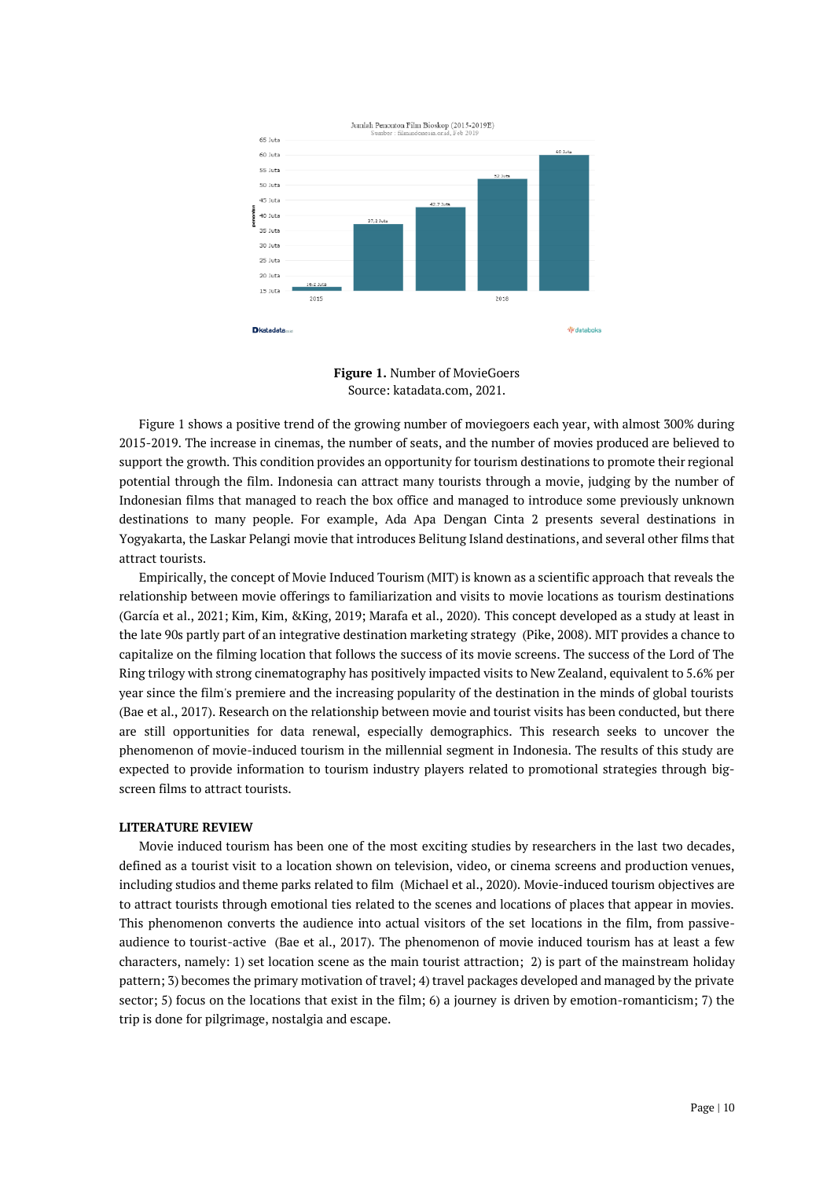**Figure 1.** Number of MovieGoers
Source: katadata.com, 2021.

Figure 1 shows a positive trend of the growing number of moviegoers each year, with almost 300% during 2015-2019. The increase in cinemas, the number of seats, and the number of movies produced are believed to support the growth. This condition provides an opportunity for tourism destinations to promote their regional potential through the film. Indonesia can attract many tourists through a movie, judging by the number of Indonesian films that managed to reach the box office and managed to introduce some previously unknown destinations to many people. For example, Ada Apa Dengan Cinta 2 presents several destinations in Yogyakarta, the Laskar Pelangi movie that introduces Belitung Island destinations, and several other films that attract tourists.

Empirically, the concept of Movie Induced Tourism (MIT) is known as a scientific approach that reveals the relationship between movie offerings to familiarization and visits to movie locations as tourism destinations (García et al., 2021; Kim, Kim, &King, 2019; Marafa et al., 2020). This concept developed as a study at least in the late 90s partly part of an integrative destination marketing strategy (Pike, 2008). MIT provides a chance to capitalize on the filming location that follows the success of its movie screens. The success of the Lord of The Ring trilogy with strong cinematography has positively impacted visits to New Zealand, equivalent to 5.6% per year since the film's premiere and the increasing popularity of the destination in the minds of global tourists (Bae et al., 2017). Research on the relationship between movie and tourist visits has been conducted, but there are still opportunities for data renewal, especially demographics. This research seeks to uncover the phenomenon of movie-induced tourism in the millennial segment in Indonesia. The results of this study are expected to provide information to tourism industry players related to promotional strategies through big-screen films to attract tourists.

## LITERATURE REVIEW

Movie induced tourism has been one of the most exciting studies by researchers in the last two decades, defined as a tourist visit to a location shown on television, video, or cinema screens and production venues, including studios and theme parks related to film (Michael et al., 2020). Movie-induced tourism objectives are to attract tourists through emotional ties related to the scenes and locations of places that appear in movies. This phenomenon converts the audience into actual visitors of the set locations in the film, from passive-audience to tourist-active (Bae et al., 2017). The phenomenon of movie induced tourism has at least a few characters, namely: 1) set location scene as the main tourist attraction; 2) is part of the mainstream holiday pattern; 3) becomes the primary motivation of travel; 4) travel packages developed and managed by the private sector; 5) focus on the locations that exist in the film; 6) a journey is driven by emotion-romanticism; 7) the trip is done for pilgrimage, nostalgia and escape.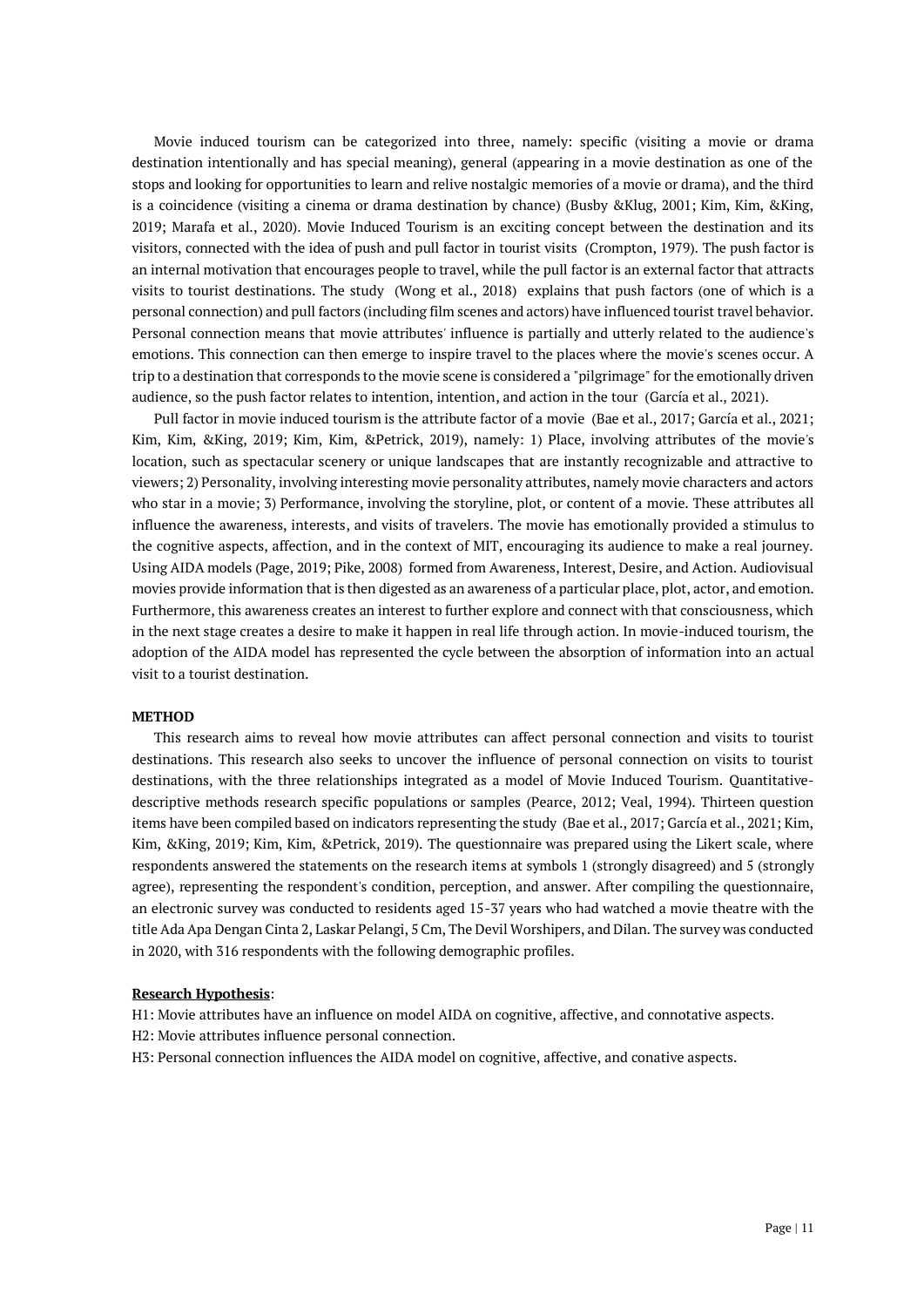Movie induced tourism can be categorized into three, namely: specific (visiting a movie or drama destination intentionally and has special meaning), general (appearing in a movie destination as one of the stops and looking for opportunities to learn and relive nostalgic memories of a movie or drama), and the third is a coincidence (visiting a cinema or drama destination by chance) (Busby &Klug, 2001; Kim, Kim, &King, 2019; Marafa et al., 2020). Movie Induced Tourism is an exciting concept between the destination and its visitors, connected with the idea of push and pull factor in tourist visits (Crompton, 1979). The push factor is an internal motivation that encourages people to travel, while the pull factor is an external factor that attracts visits to tourist destinations. The study (Wong et al., 2018) explains that push factors (one of which is a personal connection) and pull factors (including film scenes and actors) have influenced tourist travel behavior. Personal connection means that movie attributes' influence is partially and utterly related to the audience's emotions. This connection can then emerge to inspire travel to the places where the movie's scenes occur. A trip to a destination that corresponds to the movie scene is considered a "pilgrimage" for the emotionally driven audience, so the push factor relates to intention, intention, and action in the tour (García et al., 2021).

Pull factor in movie induced tourism is the attribute factor of a movie (Bae et al., 2017; García et al., 2021; Kim, Kim, &King, 2019; Kim, Kim, &Petrick, 2019), namely: 1) Place, involving attributes of the movie's location, such as spectacular scenery or unique landscapes that are instantly recognizable and attractive to viewers; 2) Personality, involving interesting movie personality attributes, namely movie characters and actors who star in a movie; 3) Performance, involving the storyline, plot, or content of a movie. These attributes all influence the awareness, interests, and visits of travelers. The movie has emotionally provided a stimulus to the cognitive aspects, affection, and in the context of MIT, encouraging its audience to make a real journey. Using AIDA models (Page, 2019; Pike, 2008) formed from Awareness, Interest, Desire, and Action. Audiovisual movies provide information that is then digested as an awareness of a particular place, plot, actor, and emotion. Furthermore, this awareness creates an interest to further explore and connect with that consciousness, which in the next stage creates a desire to make it happen in real life through action. In movie-induced tourism, the adoption of the AIDA model has represented the cycle between the absorption of information into an actual visit to a tourist destination.

## METHOD

This research aims to reveal how movie attributes can affect personal connection and visits to tourist destinations. This research also seeks to uncover the influence of personal connection on visits to tourist destinations, with the three relationships integrated as a model of Movie Induced Tourism. Quantitative-descriptive methods research specific populations or samples (Pearce, 2012; Veal, 1994). Thirteen question items have been compiled based on indicators representing the study (Bae et al., 2017; García et al., 2021; Kim, Kim, &King, 2019; Kim, Kim, &Petrick, 2019). The questionnaire was prepared using the Likert scale, where respondents answered the statements on the research items at symbols 1 (strongly disagreed) and 5 (strongly agree), representing the respondent's condition, perception, and answer. After compiling the questionnaire, an electronic survey was conducted to residents aged 15-37 years who had watched a movie theatre with the title Ada Apa Dengan Cinta 2, Laskar Pelangi, 5 Cm, The Devil Worshipers, and Dilan. The survey was conducted in 2020, with 316 respondents with the following demographic profiles.

**Research Hypothesis**:

H1: Movie attributes have an influence on model AIDA on cognitive, affective, and connotative aspects.
H2: Movie attributes influence personal connection.
H3: Personal connection influences the AIDA model on cognitive, affective, and conative aspects.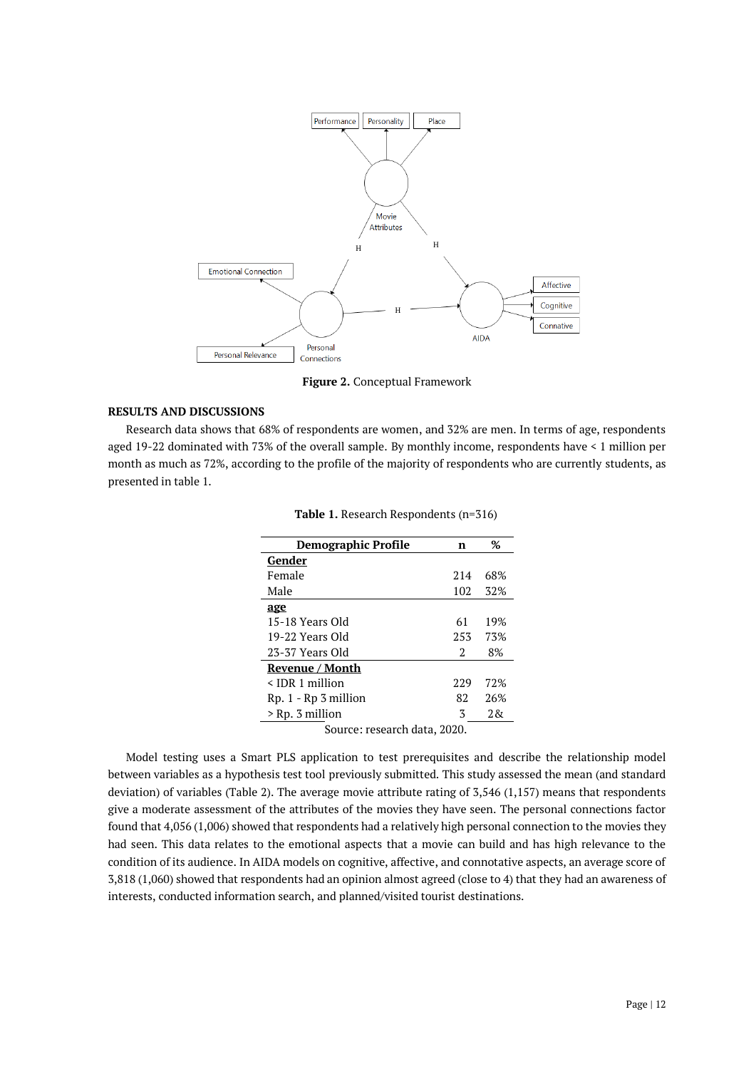Figure 2. Conceptual Framework

## RESULTS AND DISCUSSIONS

Research data shows that 68% of respondents are women, and 32% are men. In terms of age, respondents aged 19-22 dominated with 73% of the overall sample. By monthly income, respondents have < 1 million per month as much as 72%, according to the profile of the majority of respondents who are currently students, as presented in table 1.

**Table 1.** Research Respondents (n=316)

| Demographic Profile | n | % |
|---|---|---|
| **Gender** | | |
| Female | 214 | 68% |
| Male | 102 | 32% |
| **age** | | |
| 15-18 Years Old | 61 | 19% |
| 19-22 Years Old | 253 | 73% |
| 23-37 Years Old | 2 | 8% |
| **Revenue / Month** | | |
| < IDR 1 million | 229 | 72% |
| Rp. 1 - Rp 3 million | 82 | 26% |
| > Rp. 3 million | 3 | 2& |

Source: research data, 2020.

Model testing uses a Smart PLS application to test prerequisites and describe the relationship model between variables as a hypothesis test tool previously submitted. This study assessed the mean (and standard deviation) of variables (Table 2). The average movie attribute rating of 3,546 (1,157) means that respondents give a moderate assessment of the attributes of the movies they have seen. The personal connections factor found that 4,056 (1,006) showed that respondents had a relatively high personal connection to the movies they had seen. This data relates to the emotional aspects that a movie can build and has high relevance to the condition of its audience. In AIDA models on cognitive, affective, and connotative aspects, an average score of 3,818 (1,060) showed that respondents had an opinion almost agreed (close to 4) that they had an awareness of interests, conducted information search, and planned/visited tourist destinations.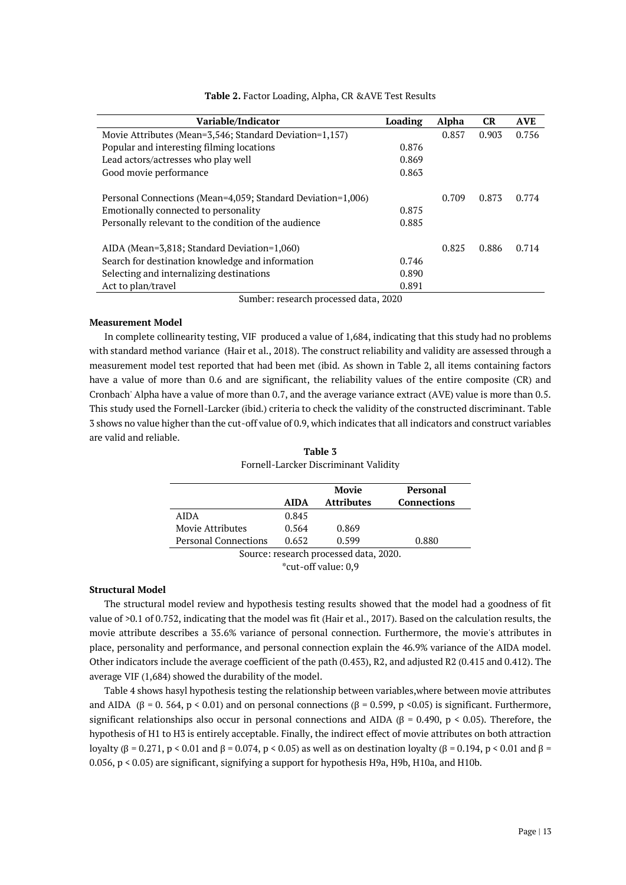**Table 2.** Factor Loading, Alpha, CR &AVE Test Results

| Variable/Indicator | Loading | Alpha | CR | AVE |
|---|---|---|---|---|
| Movie Attributes (Mean=3,546; Standard Deviation=1,157) | | 0.857 | 0.903 | 0.756 |
| Popular and interesting filming locations | 0.876 | | | |
| Lead actors/actresses who play well | 0.869 | | | |
| Good movie performance | 0.863 | | | |
| Personal Connections (Mean=4,059; Standard Deviation=1,006) | | 0.709 | 0.873 | 0.774 |
| Emotionally connected to personality | 0.875 | | | |
| Personally relevant to the condition of the audience | 0.885 | | | |
| AIDA (Mean=3,818; Standard Deviation=1,060) | | 0.825 | 0.886 | 0.714 |
| Search for destination knowledge and information | 0.746 | | | |
| Selecting and internalizing destinations | 0.890 | | | |
| Act to plan/travel | 0.891 | | | |

Sumber: research processed data, 2020

**Measurement Model**

In complete collinearity testing, VIF produced a value of 1,684, indicating that this study had no problems with standard method variance (Hair et al., 2018). The construct reliability and validity are assessed through a measurement model test reported that had been met (ibid. As shown in Table 2, all items containing factors have a value of more than 0.6 and are significant, the reliability values of the entire composite (CR) and Cronbach' Alpha have a value of more than 0.7, and the average variance extract (AVE) value is more than 0.5. This study used the Fornell-Larcker (ibid.) criteria to check the validity of the constructed discriminant. Table 3 shows no value higher than the cut-off value of 0.9, which indicates that all indicators and construct variables are valid and reliable.

**Table 3**
Fornell-Larcker Discriminant Validity

| | AIDA | Movie Attributes | Personal Connections |
|---|---|---|---|
| AIDA | 0.845 | | |
| Movie Attributes | 0.564 | 0.869 | |
| Personal Connections | 0.652 | 0.599 | 0.880 |

Source: research processed data, 2020.
*cut-off value: 0,9

**Structural Model**

The structural model review and hypothesis testing results showed that the model had a goodness of fit value of >0.1 of 0.752, indicating that the model was fit (Hair et al., 2017). Based on the calculation results, the movie attribute describes a 35.6% variance of personal connection. Furthermore, the movie's attributes in place, personality and performance, and personal connection explain the 46.9% variance of the AIDA model. Other indicators include the average coefficient of the path (0.453), R2, and adjusted R2 (0.415 and 0.412). The average VIF (1,684) showed the durability of the model.

Table 4 shows hasyl hypothesis testing the relationship between variables,where between movie attributes and AIDA ($\beta$ = 0. 564, $p < 0.01$) and on personal connections ($\beta$ = 0.599, $p < 0.05$) is significant. Furthermore, significant relationships also occur in personal connections and AIDA ($\beta$ = 0.490, $p < 0.05$). Therefore, the hypothesis of H1 to H3 is entirely acceptable. Finally, the indirect effect of movie attributes on both attraction loyalty ($\beta$ = 0.271, $p < 0.01$ and $\beta$ = 0.074, $p < 0.05$) as well as on destination loyalty ($\beta$ = 0.194, $p < 0.01$ and $\beta$ = 0.056, $p < 0.05$) are significant, signifying a support for hypothesis H9a, H9b, H10a, and H10b.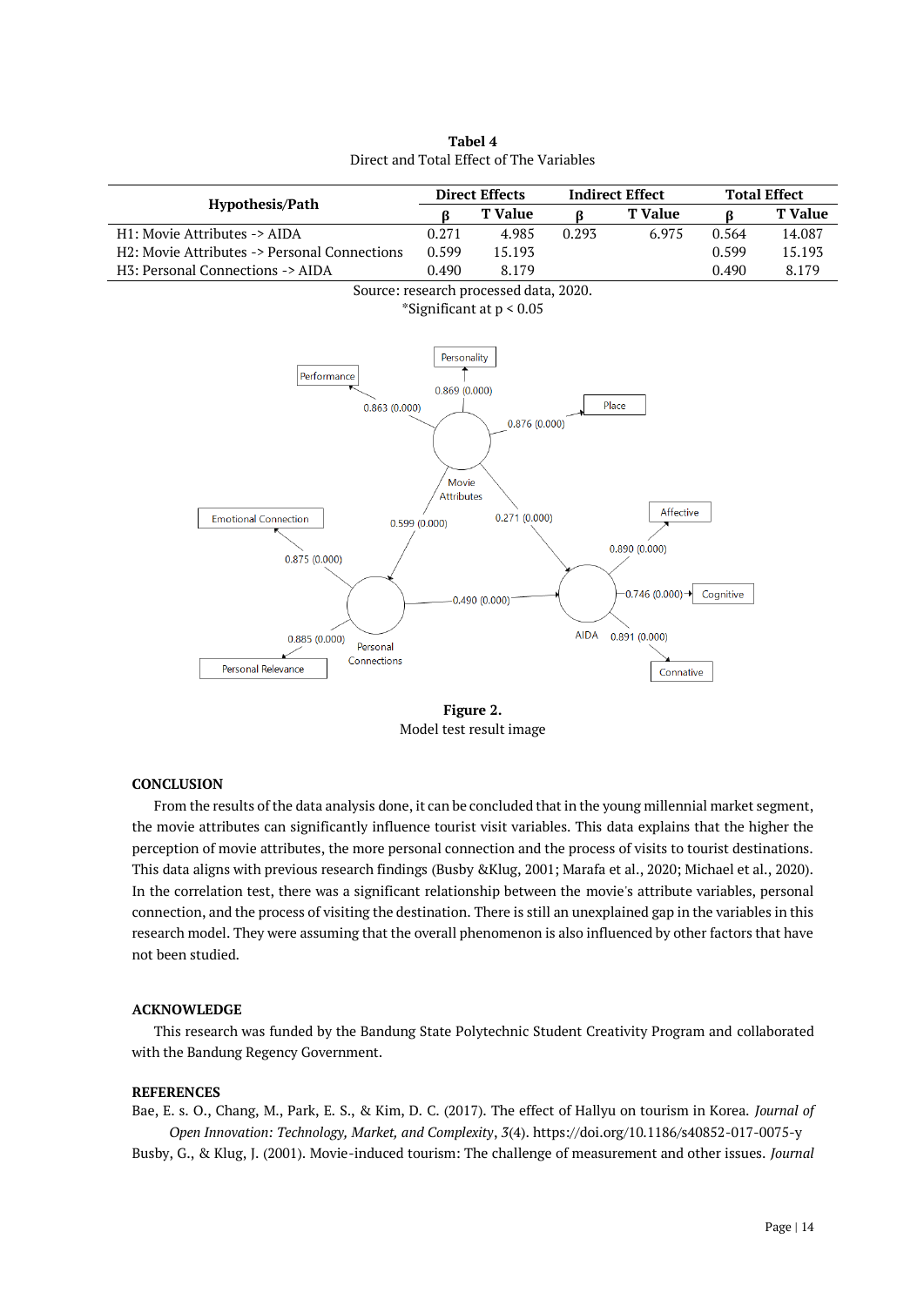**Tabel 4**
Direct and Total Effect of The Variables

| Hypothesis/Path | Direct Effects | | Indirect Effect | | Total Effect | |
|---|---|---|---|---|---|---|
| | β | T Value | β | T Value | β | T Value |
| H1: Movie Attributes -> AIDA | 0.271 | 4.985 | 0.293 | 6.975 | 0.564 | 14.087 |
| H2: Movie Attributes -> Personal Connections | 0.599 | 15.193 | | | 0.599 | 15.193 |
| H3: Personal Connections -> AIDA | 0.490 | 8.179 | | | 0.490 | 8.179 |

Source: research processed data, 2020.
*Significant at $p < 0.05$

**Figure 2.**
Model test result image

## CONCLUSION

From the results of the data analysis done, it can be concluded that in the young millennial market segment, the movie attributes can significantly influence tourist visit variables. This data explains that the higher the perception of movie attributes, the more personal connection and the process of visits to tourist destinations. This data aligns with previous research findings (Busby &Klug, 2001; Marafa et al., 2020; Michael et al., 2020). In the correlation test, there was a significant relationship between the movie's attribute variables, personal connection, and the process of visiting the destination. There is still an unexplained gap in the variables in this research model. They were assuming that the overall phenomenon is also influenced by other factors that have not been studied.

## ACKNOWLEDGE

This research was funded by the Bandung State Polytechnic Student Creativity Program and collaborated with the Bandung Regency Government.

## REFERENCES

Bae, E. s. O., Chang, M., Park, E. S., & Kim, D. C. (2017). The effect of Hallyu on tourism in Korea. *Journal of Open Innovation: Technology, Market, and Complexity*, *3*(4). https://doi.org/10.1186/s40852-017-0075-y

Busby, G., & Klug, J. (2001). Movie-induced tourism: The challenge of measurement and other issues. *Journal*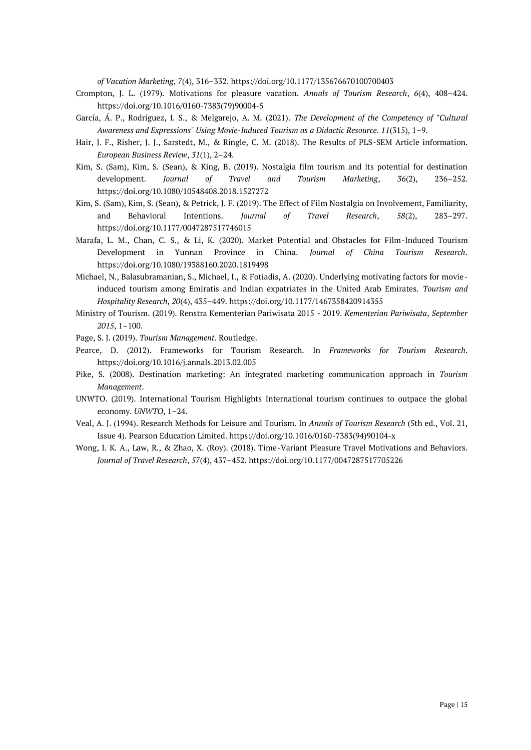*of Vacation Marketing*, *7*(4), 316–332. https://doi.org/10.1177/135676670100700403

Crompton, J. L. (1979). Motivations for pleasure vacation. *Annals of Tourism Research*, *6*(4), 408–424. https://doi.org/10.1016/0160-7383(79)90004-5

García, Á. P., Rodríguez, I. S., & Melgarejo, A. M. (2021). *The Development of the Competency of "Cultural Awareness and Expressions" Using Movie-Induced Tourism as a Didactic Resource*. *11*(315), 1–9.

Hair, J. F., Risher, J. J., Sarstedt, M., & Ringle, C. M. (2018). The Results of PLS-SEM Article information. *European Business Review*, *31*(1), 2–24.

Kim, S. (Sam), Kim, S. (Sean), & King, B. (2019). Nostalgia film tourism and its potential for destination development. *Journal of Travel and Tourism Marketing*, *36*(2), 236–252. https://doi.org/10.1080/10548408.2018.1527272

Kim, S. (Sam), Kim, S. (Sean), & Petrick, J. F. (2019). The Effect of Film Nostalgia on Involvement, Familiarity, and Behavioral Intentions. *Journal of Travel Research*, *58*(2), 283–297. https://doi.org/10.1177/0047287517746015

Marafa, L. M., Chan, C. S., & Li, K. (2020). Market Potential and Obstacles for Film-Induced Tourism Development in Yunnan Province in China. *Journal of China Tourism Research*. https://doi.org/10.1080/19388160.2020.1819498

Michael, N., Balasubramanian, S., Michael, I., & Fotiadis, A. (2020). Underlying motivating factors for movie-induced tourism among Emiratis and Indian expatriates in the United Arab Emirates. *Tourism and Hospitality Research*, *20*(4), 435–449. https://doi.org/10.1177/1467358420914355

Ministry of Tourism. (2019). Renstra Kementerian Pariwisata 2015 - 2019. *Kementerian Pariwisata*, *September 2015*, 1–100.

Page, S. J. (2019). *Tourism Management*. Routledge.

Pearce, D. (2012). Frameworks for Tourism Research. In *Frameworks for Tourism Research*. https://doi.org/10.1016/j.annals.2013.02.005

Pike, S. (2008). Destination marketing: An integrated marketing communication approach in *Tourism Management*.

UNWTO. (2019). International Tourism Highlights International tourism continues to outpace the global economy. *UNWTO*, 1–24.

Veal, A. J. (1994). Research Methods for Leisure and Tourism. In *Annals of Tourism Research* (5th ed., Vol. 21, Issue 4). Pearson Education Limited. https://doi.org/10.1016/0160-7383(94)90104-x

Wong, I. K. A., Law, R., & Zhao, X. (Roy). (2018). Time-Variant Pleasure Travel Motivations and Behaviors. *Journal of Travel Research*, *57*(4), 437–452. https://doi.org/10.1177/0047287517705226